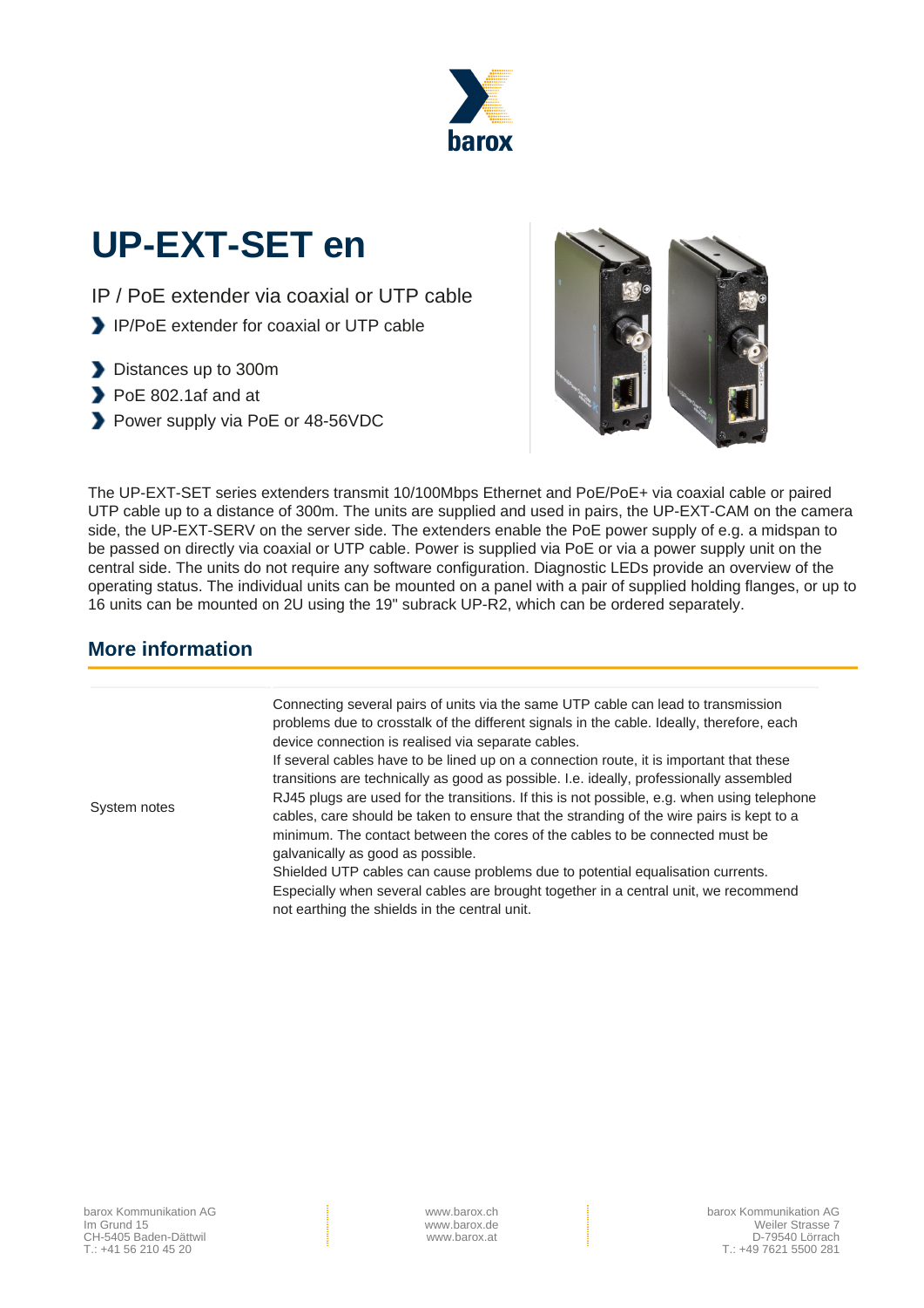# UP-EXT-SET en

IP / PoE extender via coaxial or UTP cable

- IP/PoE extender for coaxial or UTP cable
- Distances up to 300m
- PoE 802.1af and at
- Power supply via PoE or 48-56VDC

The UP-EXT-SET series extenders transmit 10/100Mbps Ethernet and PoE/PoE+ via coaxial cable or paired UTP cable up to a distance of 300m. The units are supplied and used in pairs, the UP-EXT-CAM on the camera side, the UP-EXT-SERV on the server side. The extenders enable the PoE power supply of e.g. a midspan to be passed on directly via coaxial or UTP cable. Power is supplied via PoE or via a power supply unit on the central side. The units do not require any software configuration. Diagnostic LEDs provide an overview of the operating status. The individual units can be mounted on a panel with a pair of supplied holding flanges, or up to 16 units can be mounted on 2U using the 19" subrack UP-R2, which can be ordered separately.

## More information

| | |
|---|---|
| System notes | Connecting several pairs of units via the same UTP cable can lead to transmission problems due to crosstalk of the different signals in the cable. Ideally, therefore, each device connection is realised via separate cables.<br>If several cables have to be lined up on a connection route, it is important that these transitions are technically as good as possible. I.e. ideally, professionally assembled RJ45 plugs are used for the transitions. If this is not possible, e.g. when using telephone cables, care should be taken to ensure that the stranding of the wire pairs is kept to a minimum. The contact between the cores of the cables to be connected must be galvanically as good as possible.<br>Shielded UTP cables can cause problems due to potential equalisation currents. Especially when several cables are brought together in a central unit, we recommend not earthing the shields in the central unit. |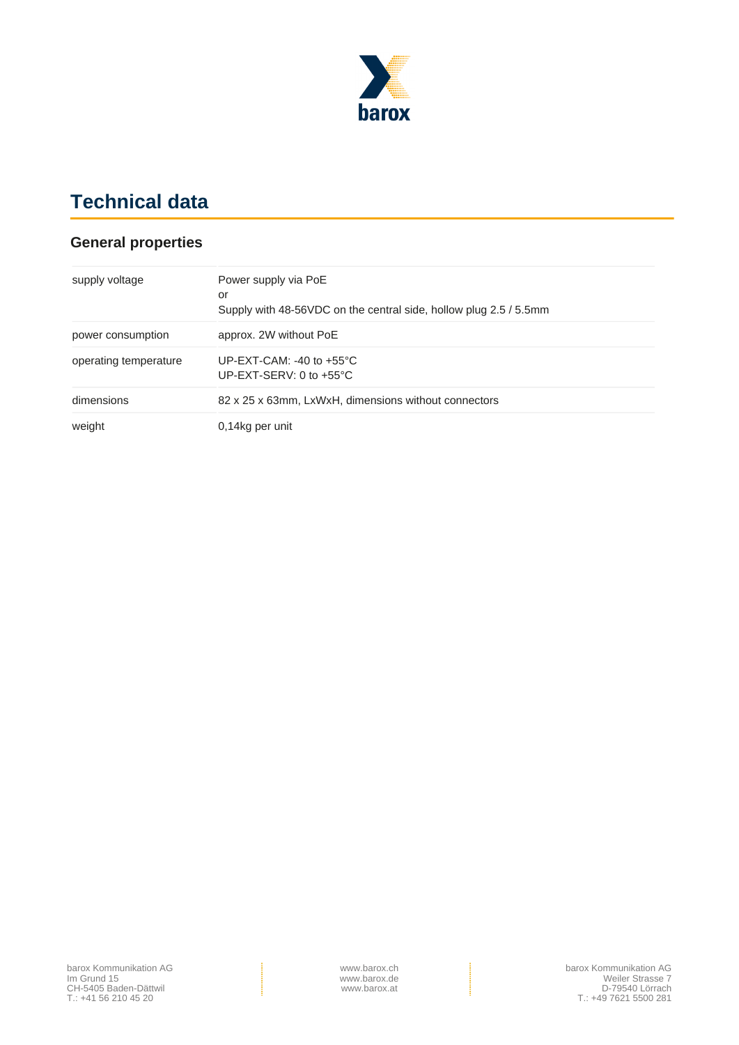# Technical data

## General properties

| | |
|---|---|
| supply voltage | Power supply via PoE<br>or<br>Supply with 48-56VDC on the central side, hollow plug 2.5 / 5.5mm |
| power consumption | approx. 2W without PoE |
| operating temperature | UP-EXT-CAM: -40 to +55°C<br>UP-EXT-SERV: 0 to +55°C |
| dimensions | 82 x 25 x 63mm, LxWxH, dimensions without connectors |
| weight | 0,14kg per unit |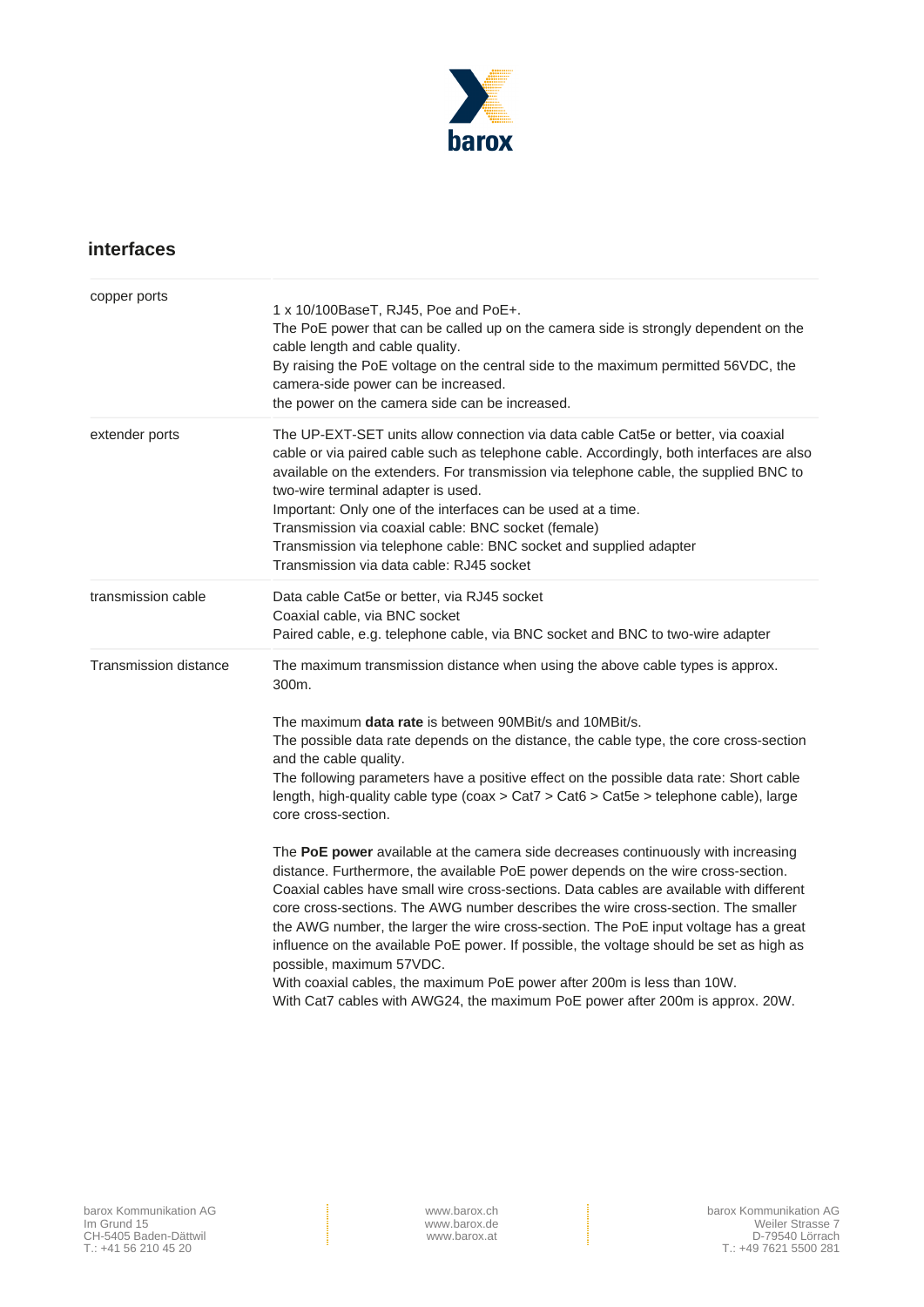## interfaces

| | |
|---|---|
| copper ports | 1 x 10/100BaseT, RJ45, Poe and PoE+.<br>The PoE power that can be called up on the camera side is strongly dependent on the cable length and cable quality.<br>By raising the PoE voltage on the central side to the maximum permitted 56VDC, the camera-side power can be increased.<br>the power on the camera side can be increased. |
| extender ports | The UP-EXT-SET units allow connection via data cable Cat5e or better, via coaxial cable or via paired cable such as telephone cable. Accordingly, both interfaces are also available on the extenders. For transmission via telephone cable, the supplied BNC to two-wire terminal adapter is used.<br>Important: Only one of the interfaces can be used at a time.<br>Transmission via coaxial cable: BNC socket (female)<br>Transmission via telephone cable: BNC socket and supplied adapter<br>Transmission via data cable: RJ45 socket |
| transmission cable | Data cable Cat5e or better, via RJ45 socket<br>Coaxial cable, via BNC socket<br>Paired cable, e.g. telephone cable, via BNC socket and BNC to two-wire adapter |
| Transmission distance | The maximum transmission distance when using the above cable types is approx. 300m.<br><br>The maximum **data rate** is between 90MBit/s and 10MBit/s.<br>The possible data rate depends on the distance, the cable type, the core cross-section and the cable quality.<br>The following parameters have a positive effect on the possible data rate: Short cable length, high-quality cable type (coax > Cat7 > Cat6 > Cat5e > telephone cable), large core cross-section.<br><br>The **PoE power** available at the camera side decreases continuously with increasing distance. Furthermore, the available PoE power depends on the wire cross-section. Coaxial cables have small wire cross-sections. Data cables are available with different core cross-sections. The AWG number describes the wire cross-section. The smaller the AWG number, the larger the wire cross-section. The PoE input voltage has a great influence on the available PoE power. If possible, the voltage should be set as high as possible, maximum 57VDC.<br>With coaxial cables, the maximum PoE power after 200m is less than 10W.<br>With Cat7 cables with AWG24, the maximum PoE power after 200m is approx. 20W. |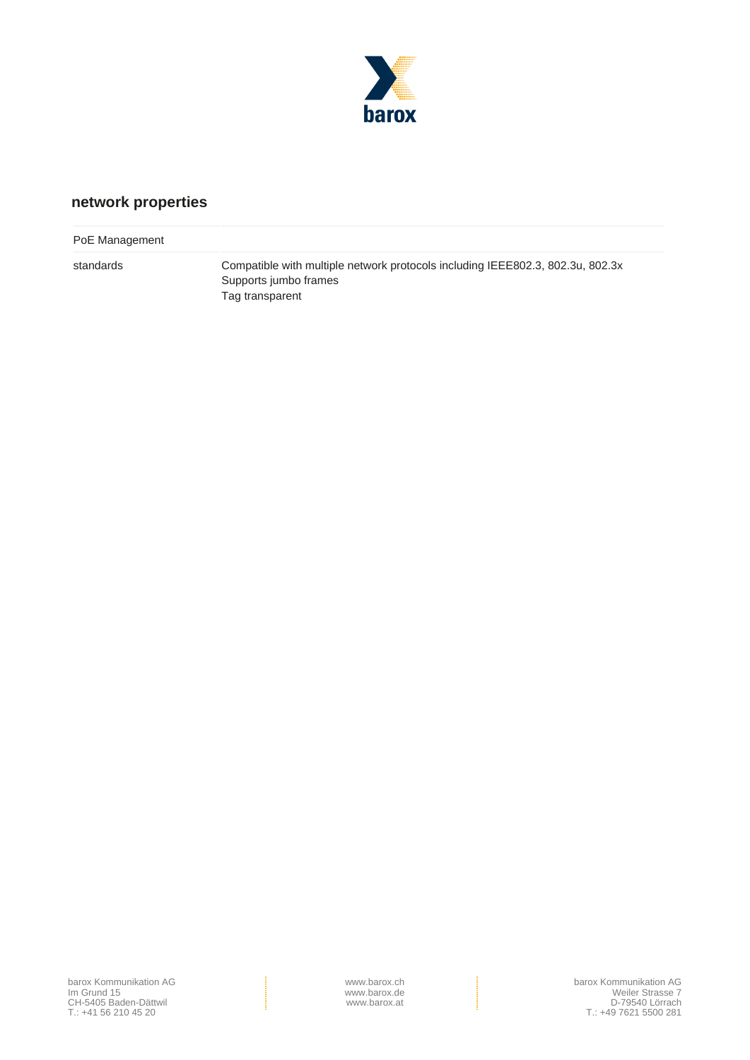## network properties

| PoE Management | |
|---|---|
| standards | Compatible with multiple network protocols including IEEE802.3, 802.3u, 802.3x<br>Supports jumbo frames<br>Tag transparent |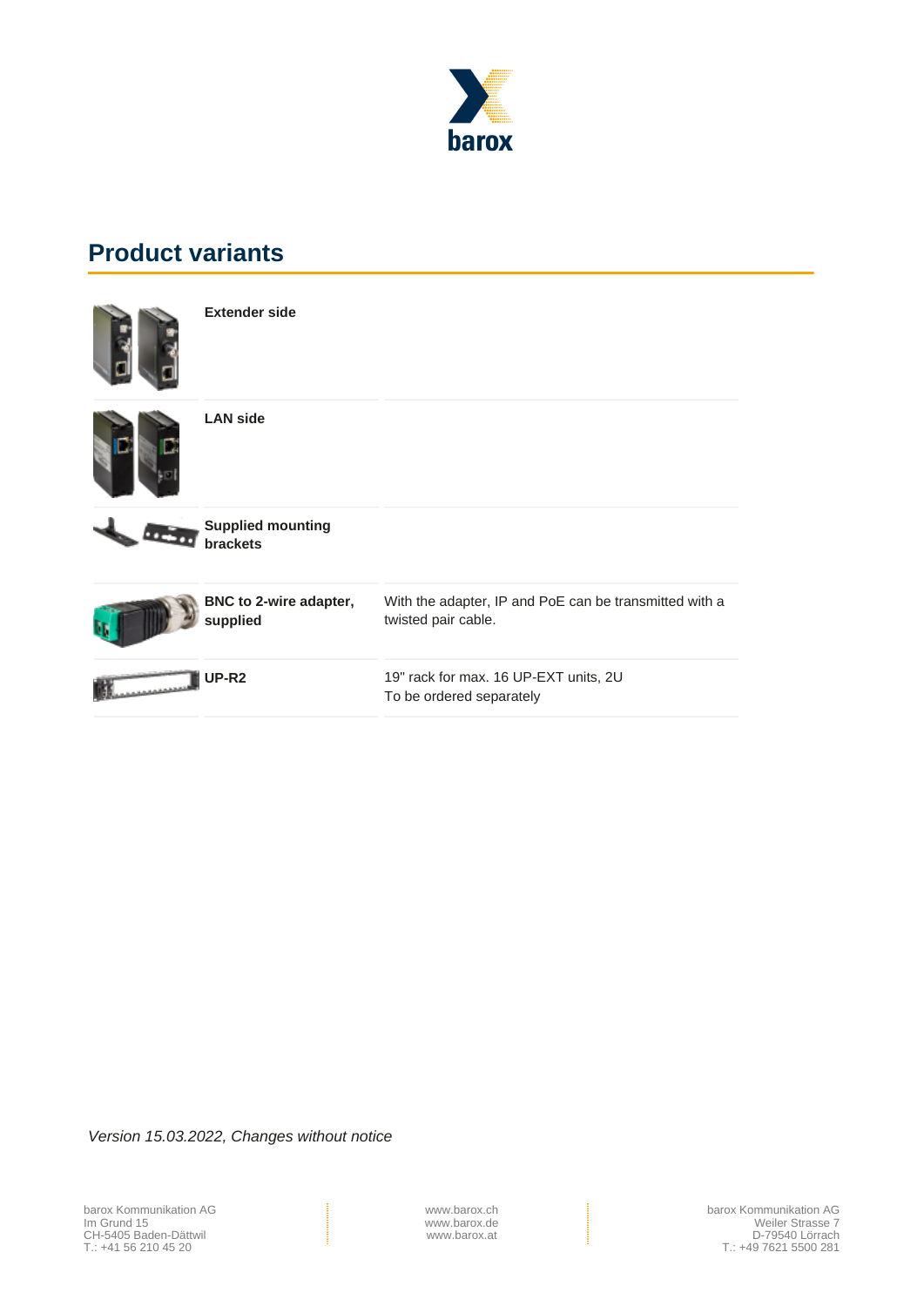## Product variants

| | | |
|---|---|---|
| | **Extender side** | |
| | **LAN side** | |
| | **Supplied mounting brackets** | |
| | **BNC to 2-wire adapter, supplied** | With the adapter, IP and PoE can be transmitted with a twisted pair cable. |
| | **UP-R2** | 19" rack for max. 16 UP-EXT units, 2U<br>To be ordered separately |

*Version 15.03.2022, Changes without notice*

barox Kommunikation AG
Im Grund 15
CH-5405 Baden-Dättwil
T.: +41 56 210 45 20

www.barox.ch
www.barox.de
www.barox.at

barox Kommunikation AG
Weiler Strasse 7
D-79540 Lörrach
T.: +49 7621 5500 281